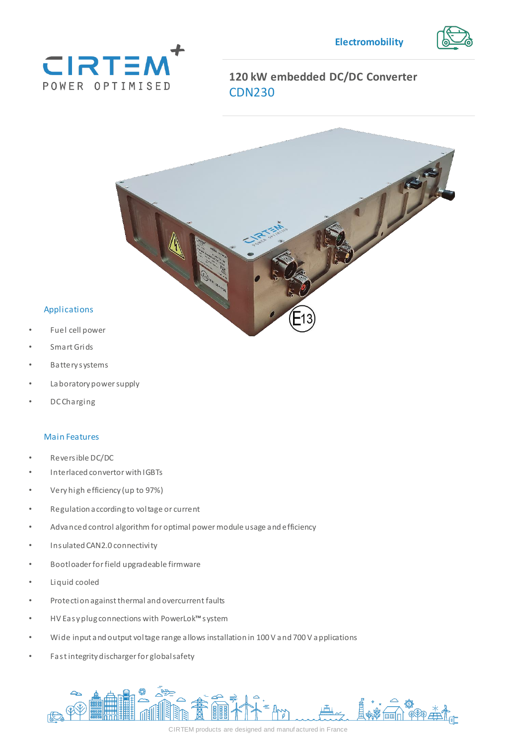CIRTEM POWER OPTIMISED

Electromobility

# 120 kW embedded DC/DC Converter

## CDN230

## Applications

- Fuel cell power
- Smart Grids
- Battery systems
- Laboratory power supply
- DC Charging

## Main Features

- Reversible DC/DC
- Interlaced convertor with IGBTs
- Very high efficiency (up to 97%)
- Regulation according to voltage or current
- Advanced control algorithm for optimal power module usage and efficiency
- Insulated CAN2.0 connectivity
- Bootloader for field upgradeable firmware
- Liquid cooled
- Protection against thermal and overcurrent faults
- HV Easy plug connections with PowerLok™ system
- Wide input and output voltage range allows installation in 100 V and 700 V applications
- Fast integrity discharger for global safety

CIRTEM products are designed and manufactured in France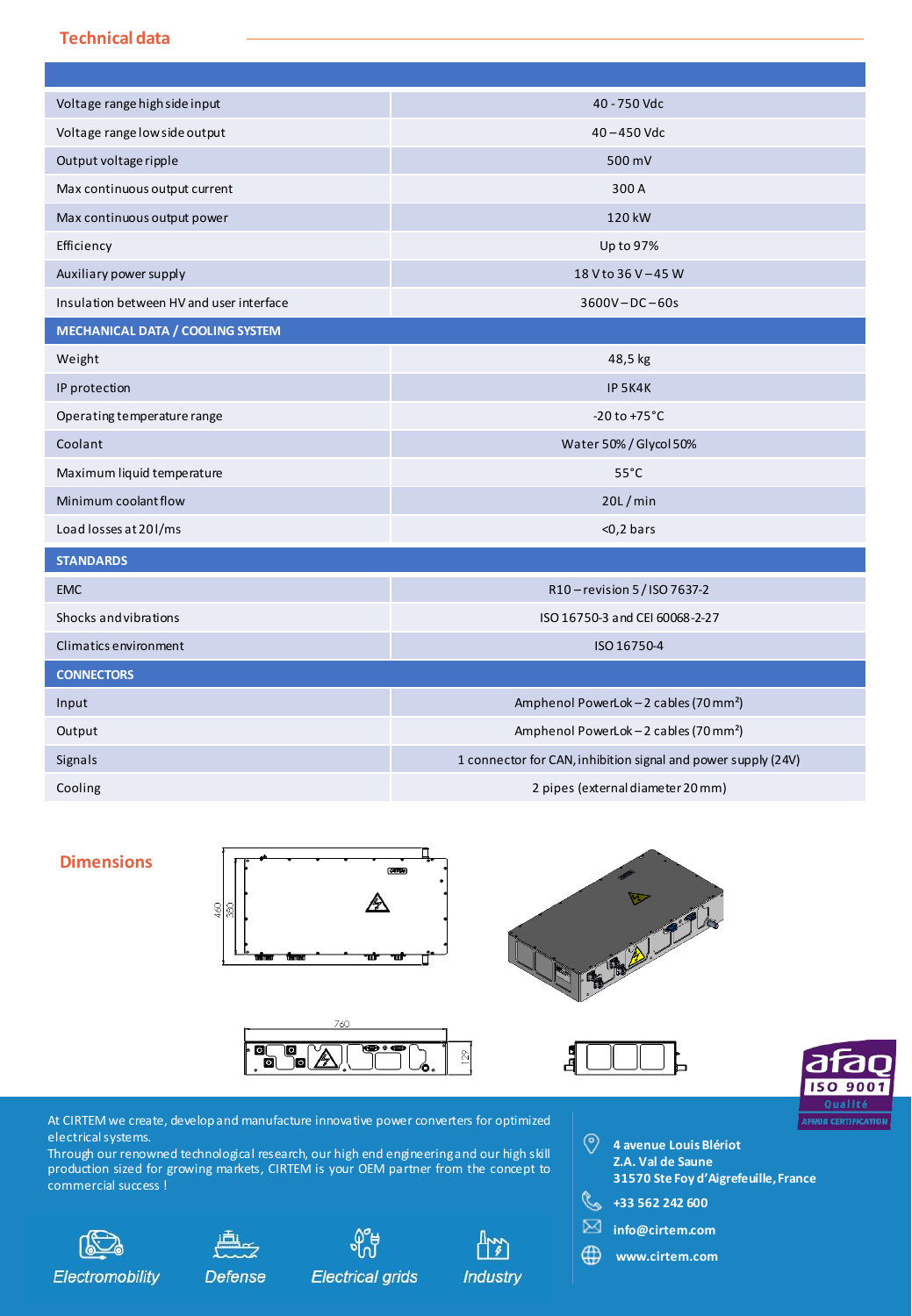## Technical data

| | |
|---|---|
| Voltage range high side input | 40 - 750 Vdc |
| Voltage range low side output | 40 – 450 Vdc |
| Output voltage ripple | 500 mV |
| Max continuous output current | 300 A |
| Max continuous output power | 120 kW |
| Efficiency | Up to 97% |
| Auxiliary power supply | 18 V to 36 V – 45 W |
| Insulation between HV and user interface | 3600V – DC – 60s |
| **MECHANICAL DATA / COOLING SYSTEM** | |
| Weight | 48,5 kg |
| IP protection | IP 5K4K |
| Operating temperature range | -20 to +75°C |
| Coolant | Water 50% / Glycol 50% |
| Maximum liquid temperature | 55°C |
| Minimum coolant flow | 20L / min |
| Load losses at 20 l/ms | <0,2 bars |
| **STANDARDS** | |
| EMC | R10 – revision 5 / ISO 7637-2 |
| Shocks and vibrations | ISO 16750-3 and CEI 60068-2-27 |
| Climatics environment | ISO 16750-4 |
| **CONNECTORS** | |
| Input | Amphenol PowerLok – 2 cables (70 mm²) |
| Output | Amphenol PowerLok – 2 cables (70 mm²) |
| Signals | 1 connector for CAN, inhibition signal and power supply (24V) |
| Cooling | 2 pipes (external diameter 20 mm) |

## Dimensions

460
380
760
129

At CIRTEM we create, develop and manufacture innovative power converters for optimized electrical systems.
Through our renowned technological research, our high end engineering and our high skill production sized for growing markets, CIRTEM is your OEM partner from the concept to commercial success !

*Electromobility* *Defense* *Electrical grids* *Industry*

**4 avenue Louis Blériot**
**Z.A. Val de Saune**
**31570 Ste Foy d'Aigrefeuille, France**

**+33 562 242 600**

**info@cirtem.com**

**www.cirtem.com**

afaq ISO 9001 Qualité AFNOR CERTIFICATION